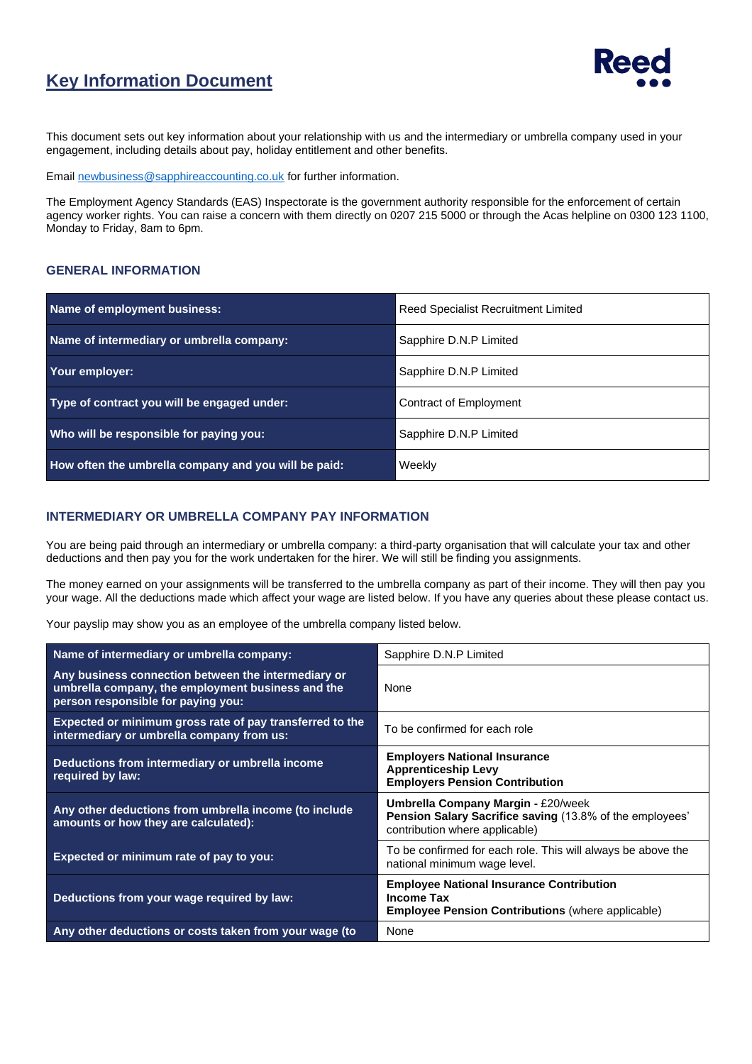# Key Information Document

This document sets out key information about your relationship with us and the intermediary or umbrella company used in your engagement, including details about pay, holiday entitlement and other benefits.

Email newbusiness@sapphireaccounting.co.uk for further information.

The Employment Agency Standards (EAS) Inspectorate is the government authority responsible for the enforcement of certain agency worker rights. You can raise a concern with them directly on 0207 215 5000 or through the Acas helpline on 0300 123 1100, Monday to Friday, 8am to 6pm.

## GENERAL INFORMATION

| | |
|---|---|
| **Name of employment business:** | Reed Specialist Recruitment Limited |
| **Name of intermediary or umbrella company:** | Sapphire D.N.P Limited |
| **Your employer:** | Sapphire D.N.P Limited |
| **Type of contract you will be engaged under:** | Contract of Employment |
| **Who will be responsible for paying you:** | Sapphire D.N.P Limited |
| **How often the umbrella company and you will be paid:** | Weekly |

## INTERMEDIARY OR UMBRELLA COMPANY PAY INFORMATION

You are being paid through an intermediary or umbrella company: a third-party organisation that will calculate your tax and other deductions and then pay you for the work undertaken for the hirer. We will still be finding you assignments.

The money earned on your assignments will be transferred to the umbrella company as part of their income. They will then pay you your wage. All the deductions made which affect your wage are listed below. If you have any queries about these please contact us.

Your payslip may show you as an employee of the umbrella company listed below.

| | |
|---|---|
| **Name of intermediary or umbrella company:** | Sapphire D.N.P Limited |
| **Any business connection between the intermediary or umbrella company, the employment business and the person responsible for paying you:** | None |
| **Expected or minimum gross rate of pay transferred to the intermediary or umbrella company from us:** | To be confirmed for each role |
| **Deductions from intermediary or umbrella income required by law:** | **Employers National Insurance**<br>**Apprenticeship Levy**<br>**Employers Pension Contribution** |
| **Any other deductions from umbrella income (to include amounts or how they are calculated):** | **Umbrella Company Margin -** £20/week<br>**Pension Salary Sacrifice saving** (13.8% of the employees' contribution where applicable) |
| **Expected or minimum rate of pay to you:** | To be confirmed for each role. This will always be above the national minimum wage level. |
| **Deductions from your wage required by law:** | **Employee National Insurance Contribution**<br>**Income Tax**<br>**Employee Pension Contributions** (where applicable) |
| **Any other deductions or costs taken from your wage (to** | None |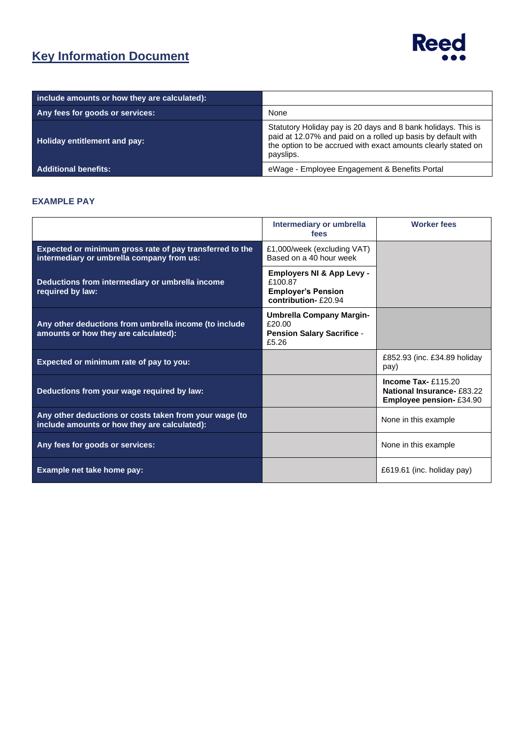## Key Information Document

| | |
|---|---|
| **include amounts or how they are calculated):** | |
| **Any fees for goods or services:** | None |
| **Holiday entitlement and pay:** | Statutory Holiday pay is 20 days and 8 bank holidays. This is paid at 12.07% and paid on a rolled up basis by default with the option to be accrued with exact amounts clearly stated on payslips. |
| **Additional benefits:** | eWage - Employee Engagement & Benefits Portal |

### EXAMPLE PAY

| | Intermediary or umbrella fees | Worker fees |
|---|---|---|
| **Expected or minimum gross rate of pay transferred to the intermediary or umbrella company from us:** | £1,000/week (excluding VAT) Based on a 40 hour week | |
| **Deductions from intermediary or umbrella income required by law:** | **Employers NI & App Levy -** £100.87 **Employer's Pension contribution-** £20.94 | |
| **Any other deductions from umbrella income (to include amounts or how they are calculated):** | **Umbrella Company Margin-** £20.00 **Pension Salary Sacrifice -** £5.26 | |
| **Expected or minimum rate of pay to you:** | | £852.93 (inc. £34.89 holiday pay) |
| **Deductions from your wage required by law:** | | **Income Tax-** £115.20 **National Insurance-** £83.22 **Employee pension-** £34.90 |
| **Any other deductions or costs taken from your wage (to include amounts or how they are calculated):** | | None in this example |
| **Any fees for goods or services:** | | None in this example |
| **Example net take home pay:** | | £619.61 (inc. holiday pay) |